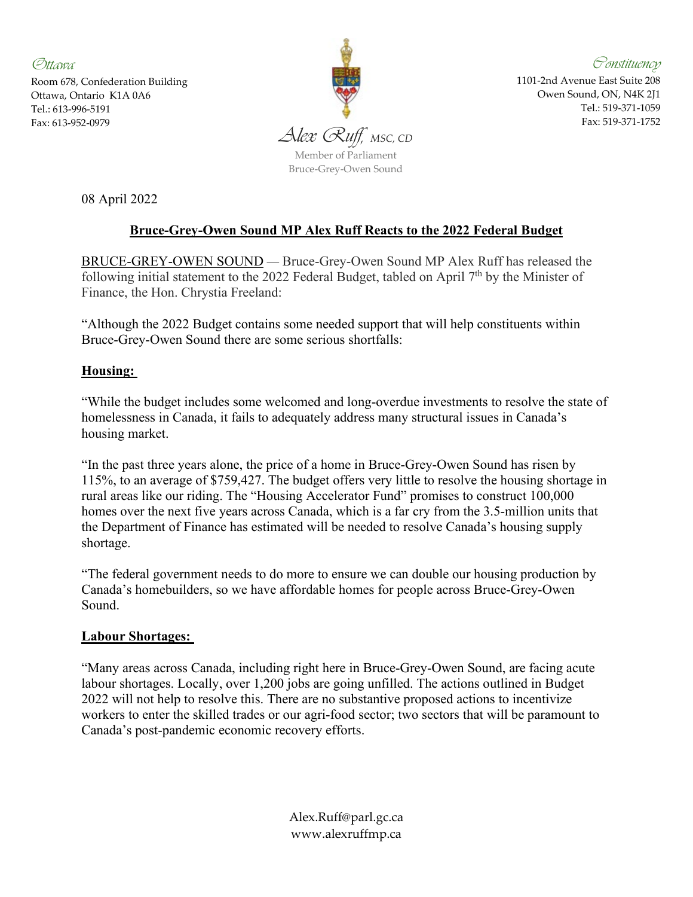*Ottawa*
Room 678, Confederation Building
Ottawa, Ontario K1A 0A6
Tel.: 613-996-5191
Fax: 613-952-0979

*Constituency*
1101-2nd Avenue East Suite 208
Owen Sound, ON, N4K 2J1
Tel.: 519-371-1059
Fax: 519-371-1752

*Alex Ruff*, MSC, CD
Member of Parliament
Bruce-Grey-Owen Sound

08 April 2022

## **Bruce-Grey-Owen Sound MP Alex Ruff Reacts to the 2022 Federal Budget**

BRUCE-GREY-OWEN SOUND — Bruce-Grey-Owen Sound MP Alex Ruff has released the following initial statement to the 2022 Federal Budget, tabled on April 7th by the Minister of Finance, the Hon. Chrystia Freeland:

"Although the 2022 Budget contains some needed support that will help constituents within Bruce-Grey-Owen Sound there are some serious shortfalls:

**Housing:**

"While the budget includes some welcomed and long-overdue investments to resolve the state of homelessness in Canada, it fails to adequately address many structural issues in Canada's housing market.

"In the past three years alone, the price of a home in Bruce-Grey-Owen Sound has risen by 115%, to an average of $759,427. The budget offers very little to resolve the housing shortage in rural areas like our riding. The "Housing Accelerator Fund" promises to construct 100,000 homes over the next five years across Canada, which is a far cry from the 3.5-million units that the Department of Finance has estimated will be needed to resolve Canada's housing supply shortage.

"The federal government needs to do more to ensure we can double our housing production by Canada's homebuilders, so we have affordable homes for people across Bruce-Grey-Owen Sound.

**Labour Shortages:**

"Many areas across Canada, including right here in Bruce-Grey-Owen Sound, are facing acute labour shortages. Locally, over 1,200 jobs are going unfilled. The actions outlined in Budget 2022 will not help to resolve this. There are no substantive proposed actions to incentivize workers to enter the skilled trades or our agri-food sector; two sectors that will be paramount to Canada's post-pandemic economic recovery efforts.

Alex.Ruff@parl.gc.ca
www.alexruffmp.ca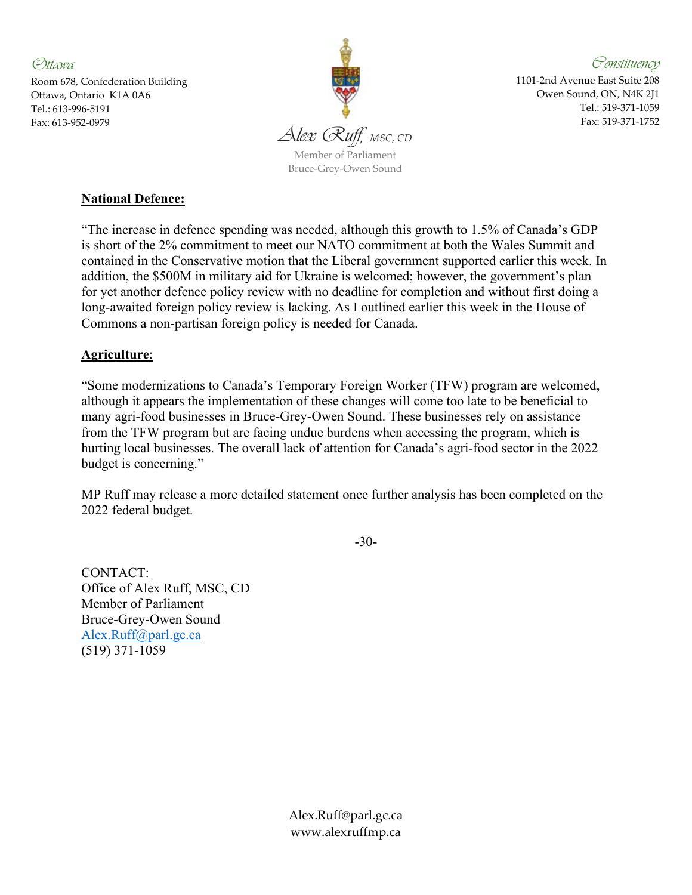Ottawa

Room 678, Confederation Building
Ottawa, Ontario K1A 0A6
Tel.: 613-996-5191
Fax: 613-952-0979

Alex Ruff, MSC, CD
Member of Parliament
Bruce-Grey-Owen Sound

Constituency

1101-2nd Avenue East Suite 208
Owen Sound, ON, N4K 2J1
Tel.: 519-371-1059
Fax: 519-371-1752

**National Defence:**

"The increase in defence spending was needed, although this growth to 1.5% of Canada's GDP is short of the 2% commitment to meet our NATO commitment at both the Wales Summit and contained in the Conservative motion that the Liberal government supported earlier this week. In addition, the $500M in military aid for Ukraine is welcomed; however, the government's plan for yet another defence policy review with no deadline for completion and without first doing a long-awaited foreign policy review is lacking. As I outlined earlier this week in the House of Commons a non-partisan foreign policy is needed for Canada.

**Agriculture**:

"Some modernizations to Canada's Temporary Foreign Worker (TFW) program are welcomed, although it appears the implementation of these changes will come too late to be beneficial to many agri-food businesses in Bruce-Grey-Owen Sound. These businesses rely on assistance from the TFW program but are facing undue burdens when accessing the program, which is hurting local businesses. The overall lack of attention for Canada's agri-food sector in the 2022 budget is concerning."

MP Ruff may release a more detailed statement once further analysis has been completed on the 2022 federal budget.

-30-

CONTACT:
Office of Alex Ruff, MSC, CD
Member of Parliament
Bruce-Grey-Owen Sound
Alex.Ruff@parl.gc.ca
(519) 371-1059

Alex.Ruff@parl.gc.ca
www.alexruffmp.ca